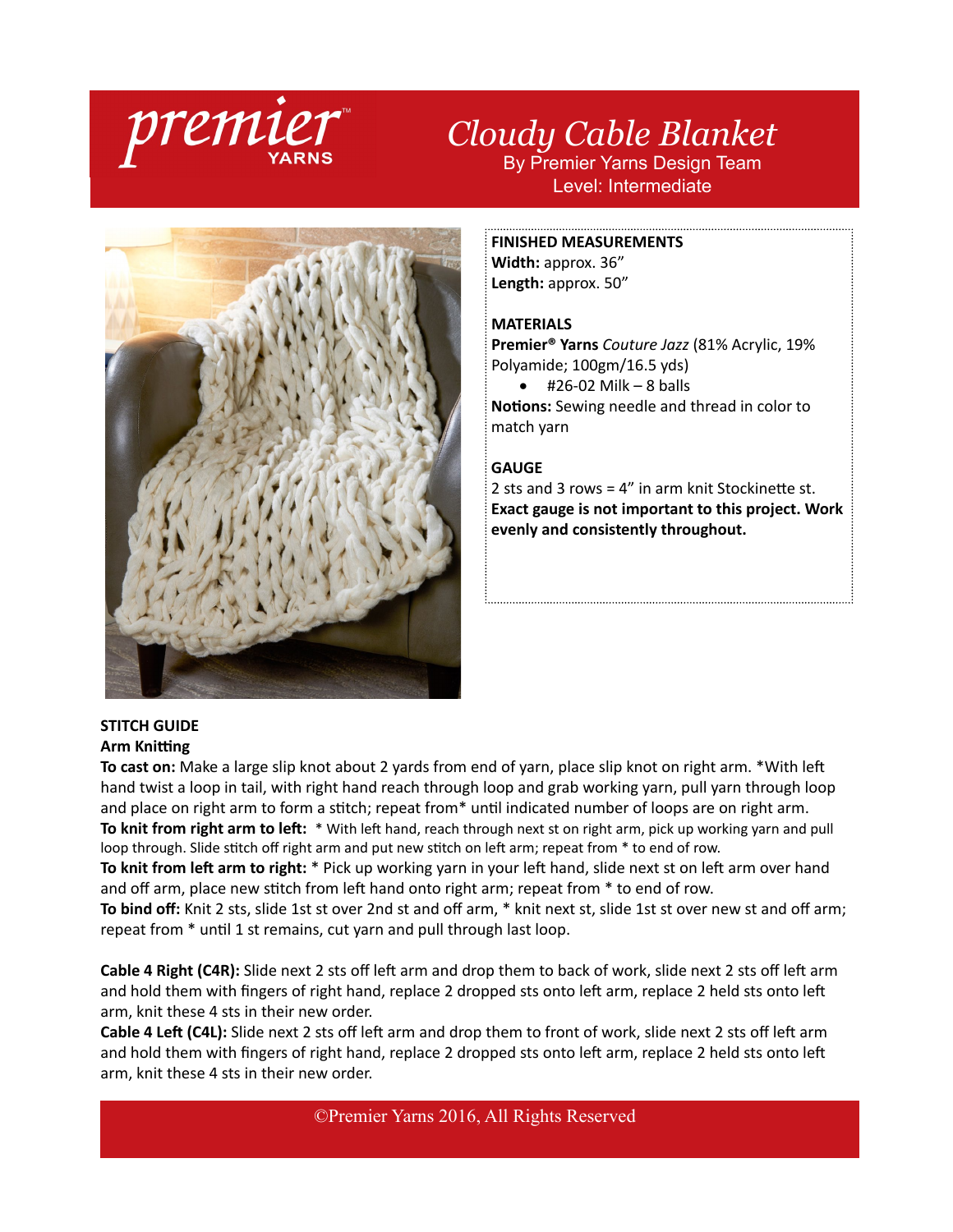# Cloudy Cable Blanket

By Premier Yarns Design Team

Level: Intermediate

**FINISHED MEASUREMENTS**

**Width:** approx. 36"

**Length:** approx. 50"

**MATERIALS**

**Premier® Yarns** *Couture Jazz* (81% Acrylic, 19% Polyamide; 100gm/16.5 yds)

- #26-02 Milk – 8 balls

**Notions:** Sewing needle and thread in color to match yarn

**GAUGE**

2 sts and 3 rows = 4" in arm knit Stockinette st.

**Exact gauge is not important to this project. Work evenly and consistently throughout.**

**STITCH GUIDE**

**Arm Knitting**

**To cast on:** Make a large slip knot about 2 yards from end of yarn, place slip knot on right arm. *With left hand twist a loop in tail, with right hand reach through loop and grab working yarn, pull yarn through loop and place on right arm to form a stitch; repeat from* until indicated number of loops are on right arm.

**To knit from right arm to left:** * With left hand, reach through next st on right arm, pick up working yarn and pull loop through. Slide stitch off right arm and put new stitch on left arm; repeat from * to end of row.

**To knit from left arm to right:** * Pick up working yarn in your left hand, slide next st on left arm over hand and off arm, place new stitch from left hand onto right arm; repeat from * to end of row.

**To bind off:** Knit 2 sts, slide 1st st over 2nd st and off arm, * knit next st, slide 1st st over new st and off arm; repeat from * until 1 st remains, cut yarn and pull through last loop.

**Cable 4 Right (C4R):** Slide next 2 sts off left arm and drop them to back of work, slide next 2 sts off left arm and hold them with fingers of right hand, replace 2 dropped sts onto left arm, replace 2 held sts onto left arm, knit these 4 sts in their new order.

**Cable 4 Left (C4L):** Slide next 2 sts off left arm and drop them to front of work, slide next 2 sts off left arm and hold them with fingers of right hand, replace 2 dropped sts onto left arm, replace 2 held sts onto left arm, knit these 4 sts in their new order.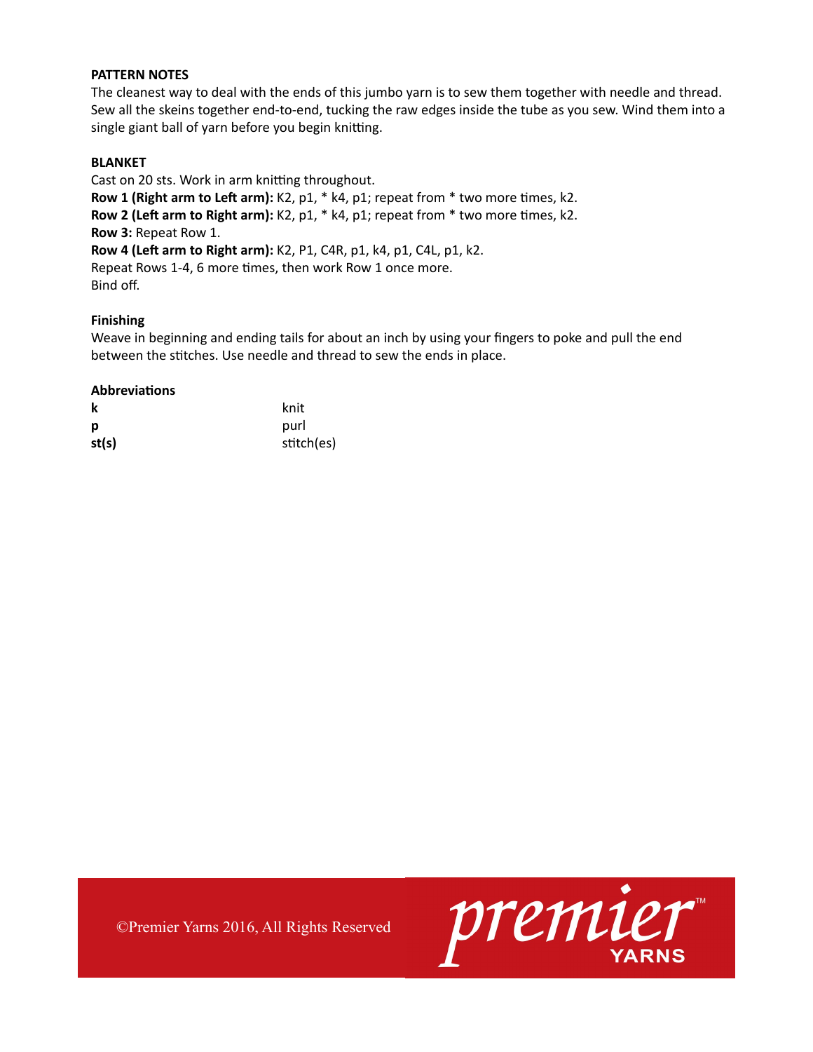**PATTERN NOTES**

The cleanest way to deal with the ends of this jumbo yarn is to sew them together with needle and thread. Sew all the skeins together end-to-end, tucking the raw edges inside the tube as you sew. Wind them into a single giant ball of yarn before you begin knitting.

**BLANKET**

Cast on 20 sts. Work in arm knitting throughout.

**Row 1 (Right arm to Left arm):** K2, p1, * k4, p1; repeat from * two more times, k2.

**Row 2 (Left arm to Right arm):** K2, p1, * k4, p1; repeat from * two more times, k2.

**Row 3:** Repeat Row 1.

**Row 4 (Left arm to Right arm):** K2, P1, C4R, p1, k4, p1, C4L, p1, k2.

Repeat Rows 1-4, 6 more times, then work Row 1 once more.

Bind off.

**Finishing**

Weave in beginning and ending tails for about an inch by using your fingers to poke and pull the end between the stitches. Use needle and thread to sew the ends in place.

**Abbreviations**

| | |
|---|---|
| **k** | knit |
| **p** | purl |
| **st(s)** | stitch(es) |

©Premier Yarns 2016, All Rights Reserved